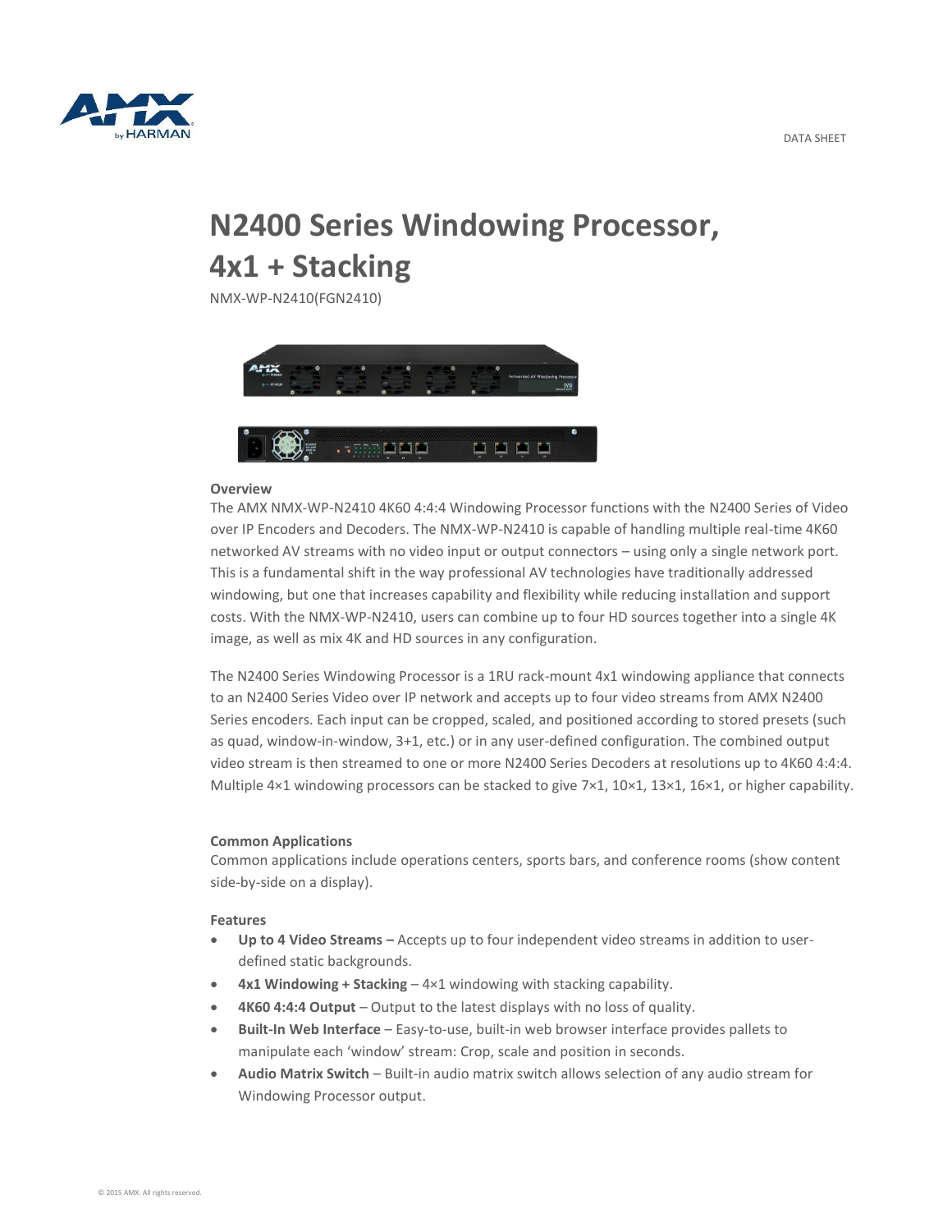DATA SHEET

# N2400 Series Windowing Processor, 4x1 + Stacking

NMX-WP-N2410(FGN2410)

### Overview

The AMX NMX-WP-N2410 4K60 4:4:4 Windowing Processor functions with the N2400 Series of Video over IP Encoders and Decoders. The NMX-WP-N2410 is capable of handling multiple real-time 4K60 networked AV streams with no video input or output connectors – using only a single network port. This is a fundamental shift in the way professional AV technologies have traditionally addressed windowing, but one that increases capability and flexibility while reducing installation and support costs. With the NMX-WP-N2410, users can combine up to four HD sources together into a single 4K image, as well as mix 4K and HD sources in any configuration.

The N2400 Series Windowing Processor is a 1RU rack-mount 4x1 windowing appliance that connects to an N2400 Series Video over IP network and accepts up to four video streams from AMX N2400 Series encoders. Each input can be cropped, scaled, and positioned according to stored presets (such as quad, window-in-window, 3+1, etc.) or in any user-defined configuration. The combined output video stream is then streamed to one or more N2400 Series Decoders at resolutions up to 4K60 4:4:4. Multiple 4×1 windowing processors can be stacked to give 7×1, 10×1, 13×1, 16×1, or higher capability.

### Common Applications

Common applications include operations centers, sports bars, and conference rooms (show content side-by-side on a display).

### Features

- **Up to 4 Video Streams –** Accepts up to four independent video streams in addition to user-defined static backgrounds.
- **4x1 Windowing + Stacking** – 4×1 windowing with stacking capability.
- **4K60 4:4:4 Output** – Output to the latest displays with no loss of quality.
- **Built-In Web Interface** – Easy-to-use, built-in web browser interface provides pallets to manipulate each 'window' stream: Crop, scale and position in seconds.
- **Audio Matrix Switch** – Built-in audio matrix switch allows selection of any audio stream for Windowing Processor output.

© 2015 AMX. All rights reserved.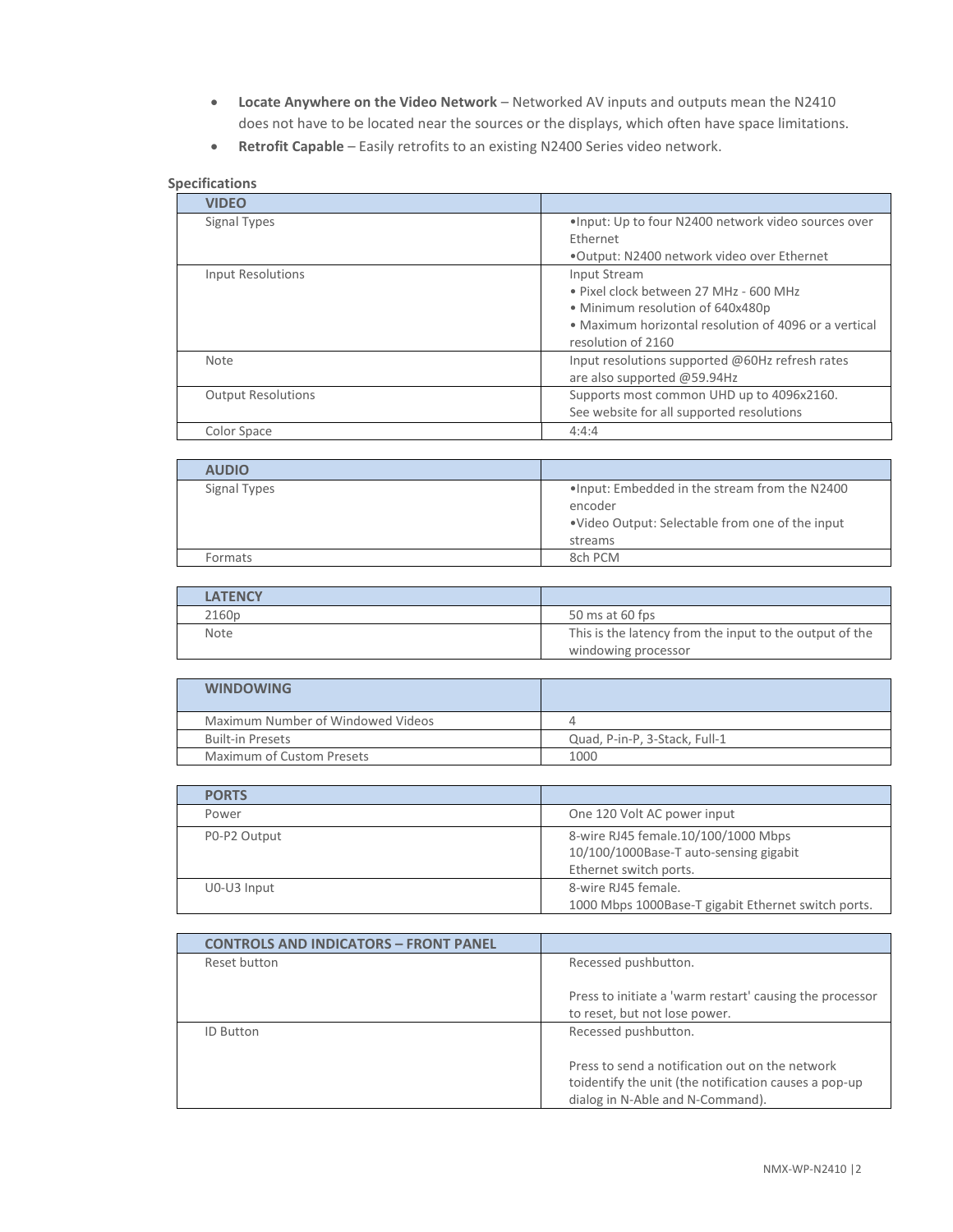- **Locate Anywhere on the Video Network** – Networked AV inputs and outputs mean the N2410 does not have to be located near the sources or the displays, which often have space limitations.
- **Retrofit Capable** – Easily retrofits to an existing N2400 Series video network.

**Specifications**

| VIDEO | |
|---|---|
| Signal Types | •Input: Up to four N2400 network video sources over Ethernet<br>•Output: N2400 network video over Ethernet |
| Input Resolutions | Input Stream<br>• Pixel clock between 27 MHz - 600 MHz<br>• Minimum resolution of 640x480p<br>• Maximum horizontal resolution of 4096 or a vertical resolution of 2160 |
| Note | Input resolutions supported @60Hz refresh rates are also supported @59.94Hz |
| Output Resolutions | Supports most common UHD up to 4096x2160. See website for all supported resolutions |
| Color Space | 4:4:4 |

| AUDIO | |
|---|---|
| Signal Types | •Input: Embedded in the stream from the N2400 encoder<br>•Video Output: Selectable from one of the input streams |
| Formats | 8ch PCM |

| LATENCY | |
|---|---|
| 2160p | 50 ms at 60 fps |
| Note | This is the latency from the input to the output of the windowing processor |

| WINDOWING | |
|---|---|
| Maximum Number of Windowed Videos | 4 |
| Built-in Presets | Quad, P-in-P, 3-Stack, Full-1 |
| Maximum of Custom Presets | 1000 |

| PORTS | |
|---|---|
| Power | One 120 Volt AC power input |
| P0-P2 Output | 8-wire RJ45 female.10/100/1000 Mbps 10/100/1000Base-T auto-sensing gigabit Ethernet switch ports. |
| U0-U3 Input | 8-wire RJ45 female.<br>1000 Mbps 1000Base-T gigabit Ethernet switch ports. |

| CONTROLS AND INDICATORS – FRONT PANEL | |
|---|---|
| Reset button | Recessed pushbutton.<br><br>Press to initiate a 'warm restart' causing the processor to reset, but not lose power. |
| ID Button | Recessed pushbutton.<br><br>Press to send a notification out on the network toidentify the unit (the notification causes a pop-up dialog in N-Able and N-Command). |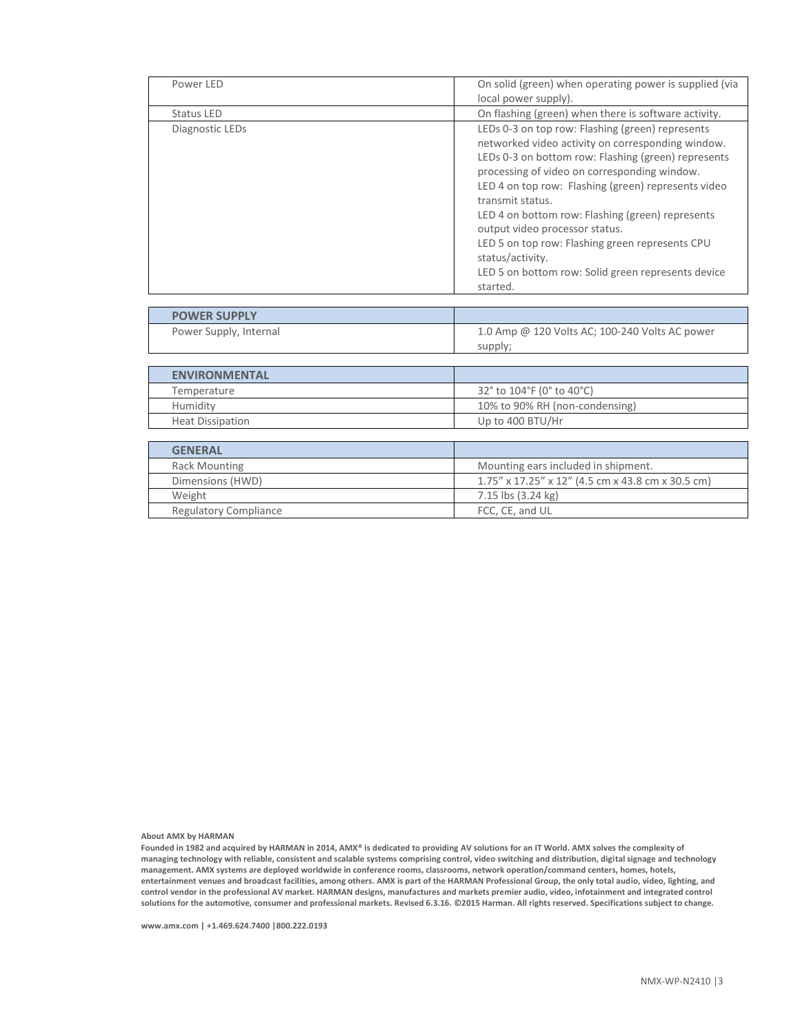| | |
|---|---|
| Power LED | On solid (green) when operating power is supplied (via local power supply). |
| Status LED | On flashing (green) when there is software activity. |
| Diagnostic LEDs | LEDs 0-3 on top row: Flashing (green) represents networked video activity on corresponding window.<br>LEDs 0-3 on bottom row: Flashing (green) represents processing of video on corresponding window.<br>LED 4 on top row: Flashing (green) represents video transmit status.<br>LED 4 on bottom row: Flashing (green) represents output video processor status.<br>LED 5 on top row: Flashing green represents CPU status/activity.<br>LED 5 on bottom row: Solid green represents device started. |

| **POWER SUPPLY** | |
|---|---|
| Power Supply, Internal | 1.0 Amp @ 120 Volts AC; 100-240 Volts AC power supply; |

| **ENVIRONMENTAL** | |
|---|---|
| Temperature | 32° to 104°F (0° to 40°C) |
| Humidity | 10% to 90% RH (non-condensing) |
| Heat Dissipation | Up to 400 BTU/Hr |

| **GENERAL** | |
|---|---|
| Rack Mounting | Mounting ears included in shipment. |
| Dimensions (HWD) | 1.75” x 17.25” x 12” (4.5 cm x 43.8 cm x 30.5 cm) |
| Weight | 7.15 lbs (3.24 kg) |
| Regulatory Compliance | FCC, CE, and UL |

**About AMX by HARMAN**

**Founded in 1982 and acquired by HARMAN in 2014, AMX® is dedicated to providing AV solutions for an IT World. AMX solves the complexity of managing technology with reliable, consistent and scalable systems comprising control, video switching and distribution, digital signage and technology management. AMX systems are deployed worldwide in conference rooms, classrooms, network operation/command centers, homes, hotels, entertainment venues and broadcast facilities, among others. AMX is part of the HARMAN Professional Group, the only total audio, video, lighting, and control vendor in the professional AV market. HARMAN designs, manufactures and markets premier audio, video, infotainment and integrated control solutions for the automotive, consumer and professional markets. Revised 6.3.16. ©2015 Harman. All rights reserved. Specifications subject to change.**

**www.amx.com | +1.469.624.7400 |800.222.0193**